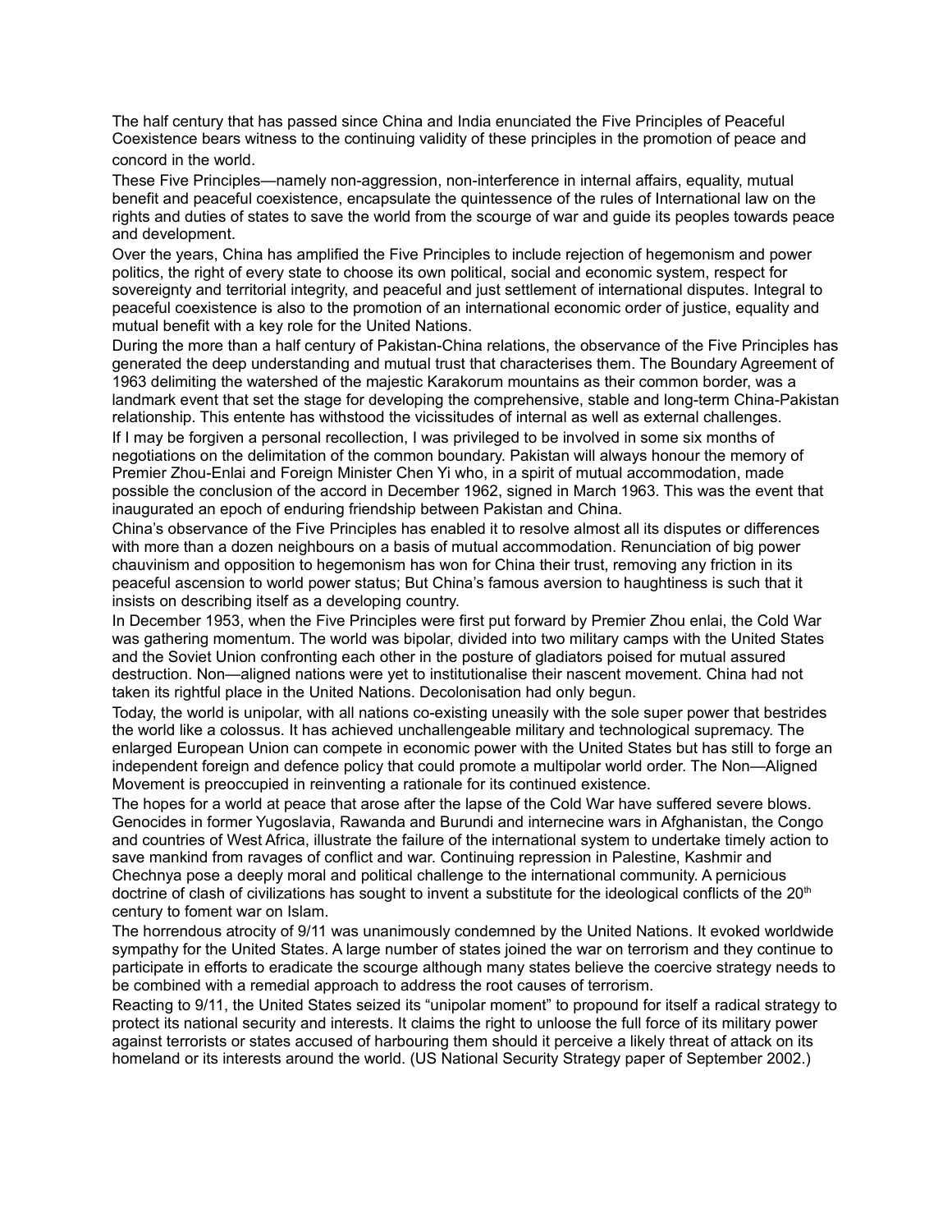The half century that has passed since China and India enunciated the Five Principles of Peaceful Coexistence bears witness to the continuing validity of these principles in the promotion of peace and concord in the world.

These Five Principles—namely non-aggression, non-interference in internal affairs, equality, mutual benefit and peaceful coexistence, encapsulate the quintessence of the rules of International law on the rights and duties of states to save the world from the scourge of war and guide its peoples towards peace and development.

Over the years, China has amplified the Five Principles to include rejection of hegemonism and power politics, the right of every state to choose its own political, social and economic system, respect for sovereignty and territorial integrity, and peaceful and just settlement of international disputes. Integral to peaceful coexistence is also to the promotion of an international economic order of justice, equality and mutual benefit with a key role for the United Nations.

During the more than a half century of Pakistan-China relations, the observance of the Five Principles has generated the deep understanding and mutual trust that characterises them. The Boundary Agreement of 1963 delimiting the watershed of the majestic Karakorum mountains as their common border, was a landmark event that set the stage for developing the comprehensive, stable and long-term China-Pakistan relationship. This entente has withstood the vicissitudes of internal as well as external challenges.

If I may be forgiven a personal recollection, I was privileged to be involved in some six months of negotiations on the delimitation of the common boundary. Pakistan will always honour the memory of Premier Zhou-Enlai and Foreign Minister Chen Yi who, in a spirit of mutual accommodation, made possible the conclusion of the accord in December 1962, signed in March 1963. This was the event that inaugurated an epoch of enduring friendship between Pakistan and China.

China's observance of the Five Principles has enabled it to resolve almost all its disputes or differences with more than a dozen neighbours on a basis of mutual accommodation. Renunciation of big power chauvinism and opposition to hegemonism has won for China their trust, removing any friction in its peaceful ascension to world power status; But China's famous aversion to haughtiness is such that it insists on describing itself as a developing country.

In December 1953, when the Five Principles were first put forward by Premier Zhou enlai, the Cold War was gathering momentum. The world was bipolar, divided into two military camps with the United States and the Soviet Union confronting each other in the posture of gladiators poised for mutual assured destruction. Non—aligned nations were yet to institutionalise their nascent movement. China had not taken its rightful place in the United Nations. Decolonisation had only begun.

Today, the world is unipolar, with all nations co-existing uneasily with the sole super power that bestrides the world like a colossus. It has achieved unchallengeable military and technological supremacy. The enlarged European Union can compete in economic power with the United States but has still to forge an independent foreign and defence policy that could promote a multipolar world order. The Non—Aligned Movement is preoccupied in reinventing a rationale for its continued existence.

The hopes for a world at peace that arose after the lapse of the Cold War have suffered severe blows. Genocides in former Yugoslavia, Rawanda and Burundi and internecine wars in Afghanistan, the Congo and countries of West Africa, illustrate the failure of the international system to undertake timely action to save mankind from ravages of conflict and war. Continuing repression in Palestine, Kashmir and Chechnya pose a deeply moral and political challenge to the international community. A pernicious doctrine of clash of civilizations has sought to invent a substitute for the ideological conflicts of the 20th century to foment war on Islam.

The horrendous atrocity of 9/11 was unanimously condemned by the United Nations. It evoked worldwide sympathy for the United States. A large number of states joined the war on terrorism and they continue to participate in efforts to eradicate the scourge although many states believe the coercive strategy needs to be combined with a remedial approach to address the root causes of terrorism.

Reacting to 9/11, the United States seized its "unipolar moment" to propound for itself a radical strategy to protect its national security and interests. It claims the right to unloose the full force of its military power against terrorists or states accused of harbouring them should it perceive a likely threat of attack on its homeland or its interests around the world. (US National Security Strategy paper of September 2002.)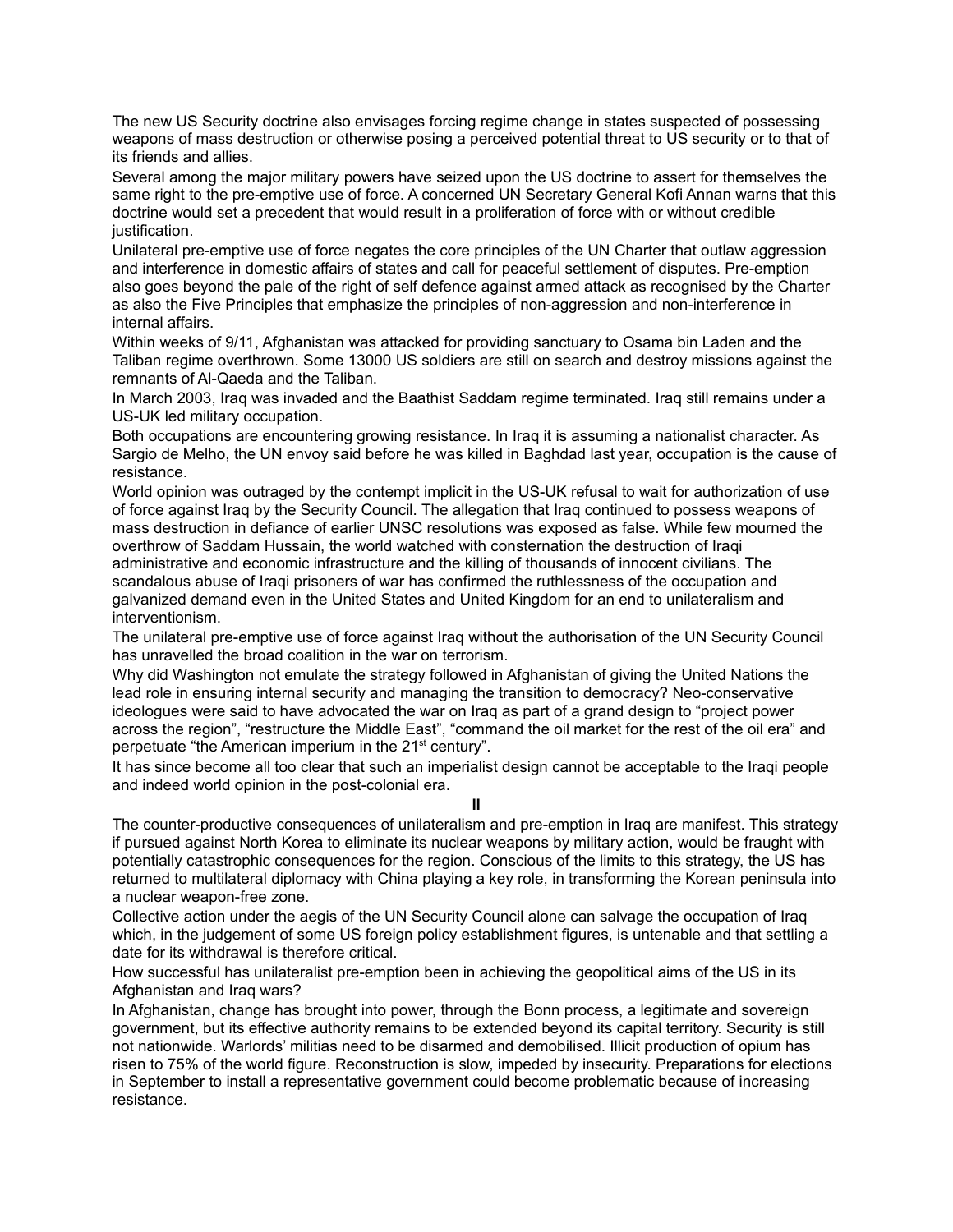The new US Security doctrine also envisages forcing regime change in states suspected of possessing weapons of mass destruction or otherwise posing a perceived potential threat to US security or to that of its friends and allies.

Several among the major military powers have seized upon the US doctrine to assert for themselves the same right to the pre-emptive use of force. A concerned UN Secretary General Kofi Annan warns that this doctrine would set a precedent that would result in a proliferation of force with or without credible justification.

Unilateral pre-emptive use of force negates the core principles of the UN Charter that outlaw aggression and interference in domestic affairs of states and call for peaceful settlement of disputes. Pre-emption also goes beyond the pale of the right of self defence against armed attack as recognised by the Charter as also the Five Principles that emphasize the principles of non-aggression and non-interference in internal affairs.

Within weeks of 9/11, Afghanistan was attacked for providing sanctuary to Osama bin Laden and the Taliban regime overthrown. Some 13000 US soldiers are still on search and destroy missions against the remnants of Al-Qaeda and the Taliban.

In March 2003, Iraq was invaded and the Baathist Saddam regime terminated. Iraq still remains under a US-UK led military occupation.

Both occupations are encountering growing resistance. In Iraq it is assuming a nationalist character. As Sargio de Melho, the UN envoy said before he was killed in Baghdad last year, occupation is the cause of resistance.

World opinion was outraged by the contempt implicit in the US-UK refusal to wait for authorization of use of force against Iraq by the Security Council. The allegation that Iraq continued to possess weapons of mass destruction in defiance of earlier UNSC resolutions was exposed as false. While few mourned the overthrow of Saddam Hussain, the world watched with consternation the destruction of Iraqi administrative and economic infrastructure and the killing of thousands of innocent civilians. The scandalous abuse of Iraqi prisoners of war has confirmed the ruthlessness of the occupation and galvanized demand even in the United States and United Kingdom for an end to unilateralism and interventionism.

The unilateral pre-emptive use of force against Iraq without the authorisation of the UN Security Council has unravelled the broad coalition in the war on terrorism.

Why did Washington not emulate the strategy followed in Afghanistan of giving the United Nations the lead role in ensuring internal security and managing the transition to democracy? Neo-conservative ideologues were said to have advocated the war on Iraq as part of a grand design to "project power across the region", "restructure the Middle East", "command the oil market for the rest of the oil era" and perpetuate "the American imperium in the 21st century".

It has since become all too clear that such an imperialist design cannot be acceptable to the Iraqi people and indeed world opinion in the post-colonial era.

## II

The counter-productive consequences of unilateralism and pre-emption in Iraq are manifest. This strategy if pursued against North Korea to eliminate its nuclear weapons by military action, would be fraught with potentially catastrophic consequences for the region. Conscious of the limits to this strategy, the US has returned to multilateral diplomacy with China playing a key role, in transforming the Korean peninsula into a nuclear weapon-free zone.

Collective action under the aegis of the UN Security Council alone can salvage the occupation of Iraq which, in the judgement of some US foreign policy establishment figures, is untenable and that settling a date for its withdrawal is therefore critical.

How successful has unilateralist pre-emption been in achieving the geopolitical aims of the US in its Afghanistan and Iraq wars?

In Afghanistan, change has brought into power, through the Bonn process, a legitimate and sovereign government, but its effective authority remains to be extended beyond its capital territory. Security is still not nationwide. Warlords' militias need to be disarmed and demobilised. Illicit production of opium has risen to 75% of the world figure. Reconstruction is slow, impeded by insecurity. Preparations for elections in September to install a representative government could become problematic because of increasing resistance.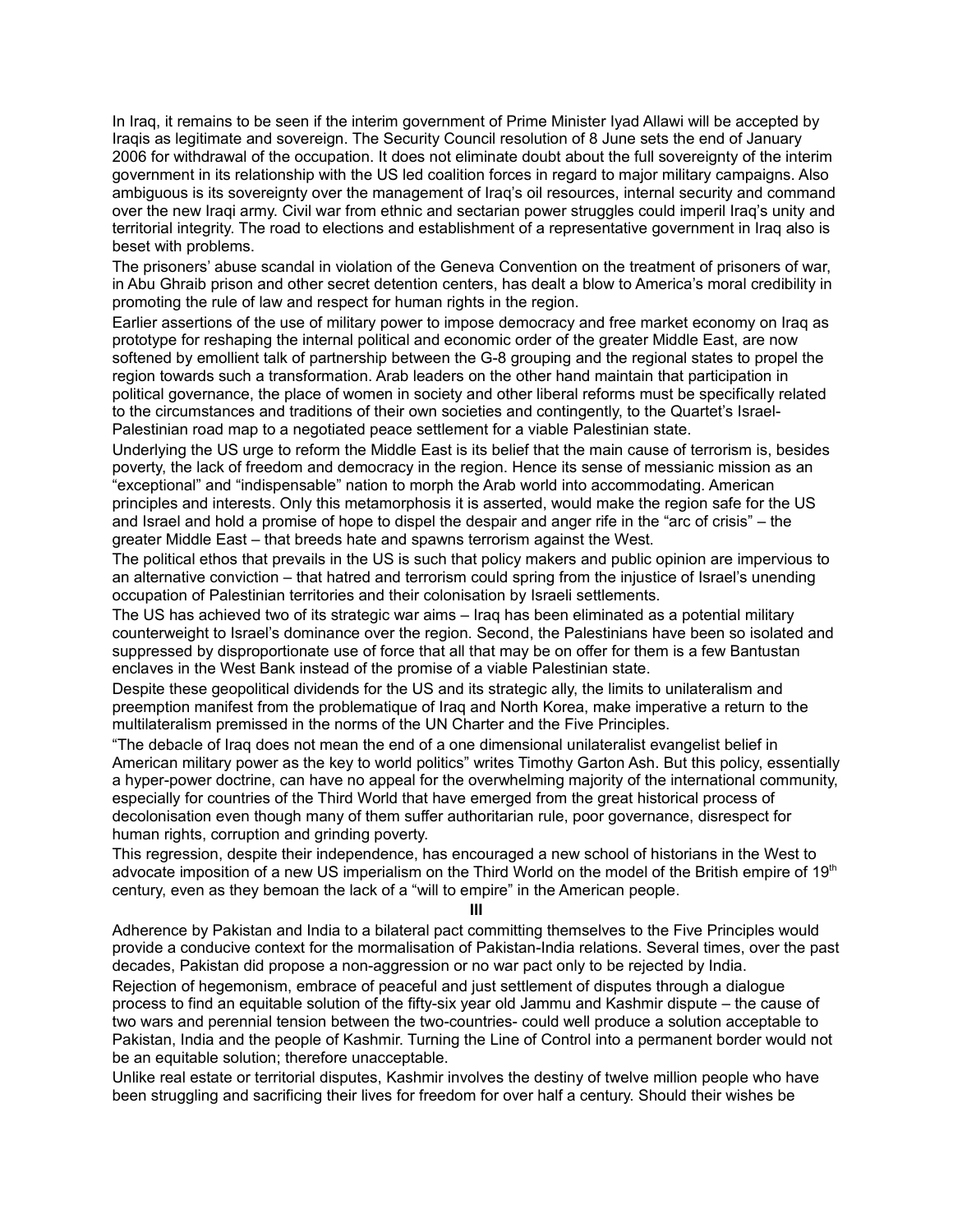In Iraq, it remains to be seen if the interim government of Prime Minister Iyad Allawi will be accepted by Iraqis as legitimate and sovereign. The Security Council resolution of 8 June sets the end of January 2006 for withdrawal of the occupation. It does not eliminate doubt about the full sovereignty of the interim government in its relationship with the US led coalition forces in regard to major military campaigns. Also ambiguous is its sovereignty over the management of Iraq's oil resources, internal security and command over the new Iraqi army. Civil war from ethnic and sectarian power struggles could imperil Iraq's unity and territorial integrity. The road to elections and establishment of a representative government in Iraq also is beset with problems.

The prisoners' abuse scandal in violation of the Geneva Convention on the treatment of prisoners of war, in Abu Ghraib prison and other secret detention centers, has dealt a blow to America's moral credibility in promoting the rule of law and respect for human rights in the region.

Earlier assertions of the use of military power to impose democracy and free market economy on Iraq as prototype for reshaping the internal political and economic order of the greater Middle East, are now softened by emollient talk of partnership between the G-8 grouping and the regional states to propel the region towards such a transformation. Arab leaders on the other hand maintain that participation in political governance, the place of women in society and other liberal reforms must be specifically related to the circumstances and traditions of their own societies and contingently, to the Quartet's Israel-Palestinian road map to a negotiated peace settlement for a viable Palestinian state.

Underlying the US urge to reform the Middle East is its belief that the main cause of terrorism is, besides poverty, the lack of freedom and democracy in the region. Hence its sense of messianic mission as an "exceptional" and "indispensable" nation to morph the Arab world into accommodating. American principles and interests. Only this metamorphosis it is asserted, would make the region safe for the US and Israel and hold a promise of hope to dispel the despair and anger rife in the "arc of crisis" – the greater Middle East – that breeds hate and spawns terrorism against the West.

The political ethos that prevails in the US is such that policy makers and public opinion are impervious to an alternative conviction – that hatred and terrorism could spring from the injustice of Israel's unending occupation of Palestinian territories and their colonisation by Israeli settlements.

The US has achieved two of its strategic war aims – Iraq has been eliminated as a potential military counterweight to Israel's dominance over the region. Second, the Palestinians have been so isolated and suppressed by disproportionate use of force that all that may be on offer for them is a few Bantustan enclaves in the West Bank instead of the promise of a viable Palestinian state.

Despite these geopolitical dividends for the US and its strategic ally, the limits to unilateralism and preemption manifest from the problematique of Iraq and North Korea, make imperative a return to the multilateralism premissed in the norms of the UN Charter and the Five Principles.

"The debacle of Iraq does not mean the end of a one dimensional unilateralist evangelist belief in American military power as the key to world politics" writes Timothy Garton Ash. But this policy, essentially a hyper-power doctrine, can have no appeal for the overwhelming majority of the international community, especially for countries of the Third World that have emerged from the great historical process of decolonisation even though many of them suffer authoritarian rule, poor governance, disrespect for human rights, corruption and grinding poverty.

This regression, despite their independence, has encouraged a new school of historians in the West to advocate imposition of a new US imperialism on the Third World on the model of the British empire of 19th century, even as they bemoan the lack of a "will to empire" in the American people.

**III**

Adherence by Pakistan and India to a bilateral pact committing themselves to the Five Principles would provide a conducive context for the normalisation of Pakistan-India relations. Several times, over the past decades, Pakistan did propose a non-aggression or no war pact only to be rejected by India.

Rejection of hegemonism, embrace of peaceful and just settlement of disputes through a dialogue process to find an equitable solution of the fifty-six year old Jammu and Kashmir dispute – the cause of two wars and perennial tension between the two-countries- could well produce a solution acceptable to Pakistan, India and the people of Kashmir. Turning the Line of Control into a permanent border would not be an equitable solution; therefore unacceptable.

Unlike real estate or territorial disputes, Kashmir involves the destiny of twelve million people who have been struggling and sacrificing their lives for freedom for over half a century. Should their wishes be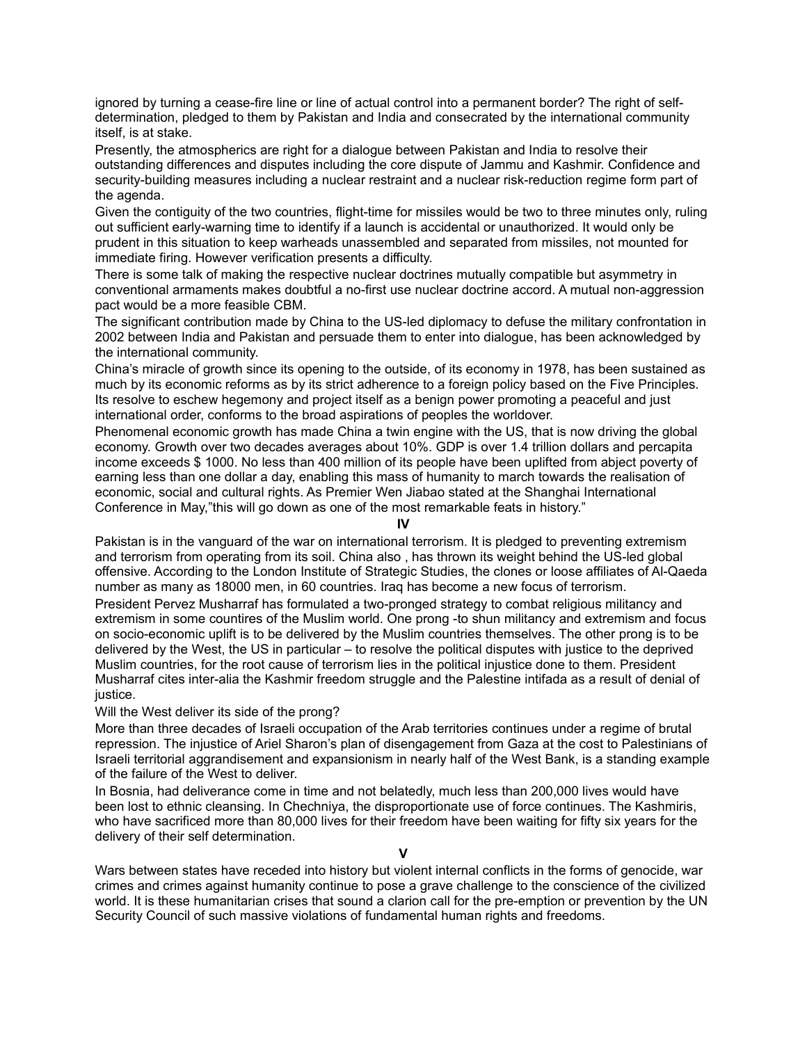ignored by turning a cease-fire line or line of actual control into a permanent border? The right of self-determination, pledged to them by Pakistan and India and consecrated by the international community itself, is at stake.

Presently, the atmospherics are right for a dialogue between Pakistan and India to resolve their outstanding differences and disputes including the core dispute of Jammu and Kashmir. Confidence and security-building measures including a nuclear restraint and a nuclear risk-reduction regime form part of the agenda.

Given the contiguity of the two countries, flight-time for missiles would be two to three minutes only, ruling out sufficient early-warning time to identify if a launch is accidental or unauthorized. It would only be prudent in this situation to keep warheads unassembled and separated from missiles, not mounted for immediate firing. However verification presents a difficulty.

There is some talk of making the respective nuclear doctrines mutually compatible but asymmetry in conventional armaments makes doubtful a no-first use nuclear doctrine accord. A mutual non-aggression pact would be a more feasible CBM.

The significant contribution made by China to the US-led diplomacy to defuse the military confrontation in 2002 between India and Pakistan and persuade them to enter into dialogue, has been acknowledged by the international community.

China's miracle of growth since its opening to the outside, of its economy in 1978, has been sustained as much by its economic reforms as by its strict adherence to a foreign policy based on the Five Principles. Its resolve to eschew hegemony and project itself as a benign power promoting a peaceful and just international order, conforms to the broad aspirations of peoples the worldover.

Phenomenal economic growth has made China a twin engine with the US, that is now driving the global economy. Growth over two decades averages about 10%. GDP is over 1.4 trillion dollars and percapita income exceeds $ 1000. No less than 400 million of its people have been uplifted from abject poverty of earning less than one dollar a day, enabling this mass of humanity to march towards the realisation of economic, social and cultural rights. As Premier Wen Jiabao stated at the Shanghai International Conference in May,"this will go down as one of the most remarkable feats in history."

**IV**

Pakistan is in the vanguard of the war on international terrorism. It is pledged to preventing extremism and terrorism from operating from its soil. China also , has thrown its weight behind the US-led global offensive. According to the London Institute of Strategic Studies, the clones or loose affiliates of Al-Qaeda number as many as 18000 men, in 60 countries. Iraq has become a new focus of terrorism.

President Pervez Musharraf has formulated a two-pronged strategy to combat religious militancy and extremism in some countires of the Muslim world. One prong -to shun militancy and extremism and focus on socio-economic uplift is to be delivered by the Muslim countries themselves. The other prong is to be delivered by the West, the US in particular – to resolve the political disputes with justice to the deprived Muslim countries, for the root cause of terrorism lies in the political injustice done to them. President Musharraf cites inter-alia the Kashmir freedom struggle and the Palestine intifada as a result of denial of justice.

Will the West deliver its side of the prong?

More than three decades of Israeli occupation of the Arab territories continues under a regime of brutal repression. The injustice of Ariel Sharon's plan of disengagement from Gaza at the cost to Palestinians of Israeli territorial aggrandisement and expansionism in nearly half of the West Bank, is a standing example of the failure of the West to deliver.

In Bosnia, had deliverance come in time and not belatedly, much less than 200,000 lives would have been lost to ethnic cleansing. In Chechniya, the disproportionate use of force continues. The Kashmiris, who have sacrificed more than 80,000 lives for their freedom have been waiting for fifty six years for the delivery of their self determination.

**V**

Wars between states have receded into history but violent internal conflicts in the forms of genocide, war crimes and crimes against humanity continue to pose a grave challenge to the conscience of the civilized world. It is these humanitarian crises that sound a clarion call for the pre-emption or prevention by the UN Security Council of such massive violations of fundamental human rights and freedoms.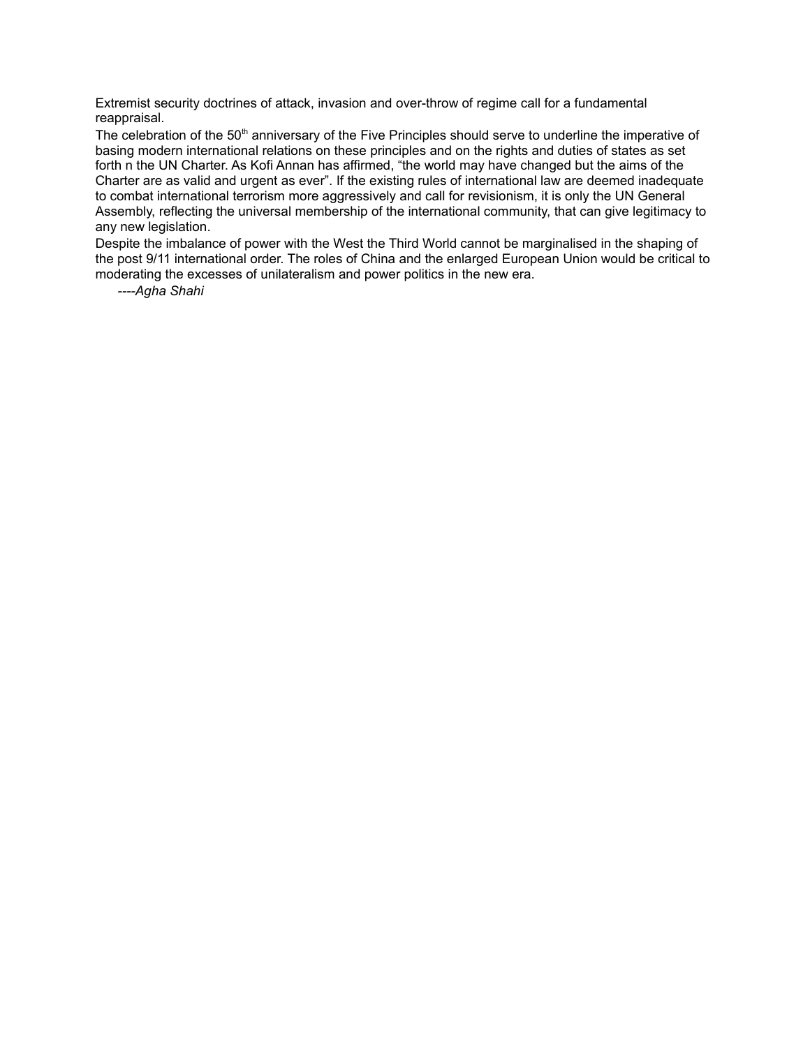Extremist security doctrines of attack, invasion and over-throw of regime call for a fundamental reappraisal.

The celebration of the 50th anniversary of the Five Principles should serve to underline the imperative of basing modern international relations on these principles and on the rights and duties of states as set forth n the UN Charter. As Kofi Annan has affirmed, "the world may have changed but the aims of the Charter are as valid and urgent as ever". If the existing rules of international law are deemed inadequate to combat international terrorism more aggressively and call for revisionism, it is only the UN General Assembly, reflecting the universal membership of the international community, that can give legitimacy to any new legislation.

Despite the imbalance of power with the West the Third World cannot be marginalised in the shaping of the post 9/11 international order. The roles of China and the enlarged European Union would be critical to moderating the excesses of unilateralism and power politics in the new era.

----*Agha Shahi*